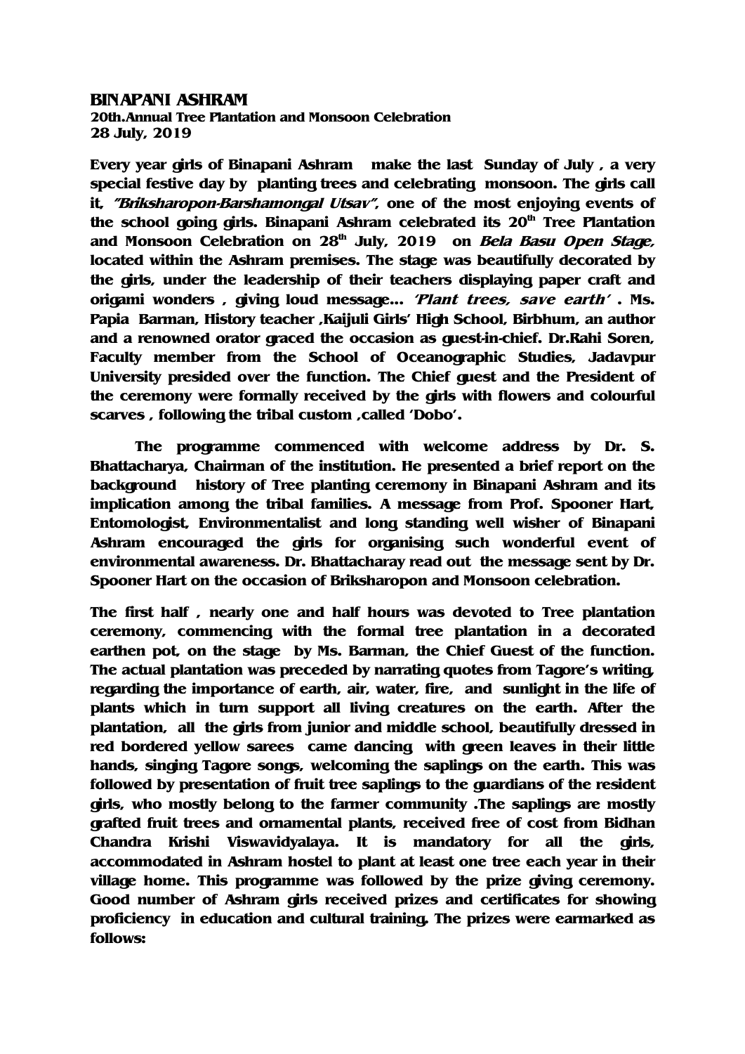# BINAPANI ASHRAM

**20th.Annual Tree Plantation and Monsoon Celebration**
**28 July, 2019**

**Every year girls of Binapani Ashram make the last Sunday of July , a very special festive day by planting trees and celebrating monsoon. The girls call it, *"Briksharopon-Barshamongal Utsav"*, one of the most enjoying events of the school going girls. Binapani Ashram celebrated its 20th Tree Plantation and Monsoon Celebration on 28th July, 2019 on *Bela Basu Open Stage*, located within the Ashram premises. The stage was beautifully decorated by the girls, under the leadership of their teachers displaying paper craft and origami wonders , giving loud message... *'Plant trees, save earth'* . Ms. Papia Barman, History teacher ,Kaijuli Girls' High School, Birbhum, an author and a renowned orator graced the occasion as guest-in-chief. Dr.Rahi Soren, Faculty member from the School of Oceanographic Studies, Jadavpur University presided over the function. The Chief guest and the President of the ceremony were formally received by the girls with flowers and colourful scarves , following the tribal custom ,called 'Dobo'.**

**The programme commenced with welcome address by Dr. S. Bhattacharya, Chairman of the institution. He presented a brief report on the background history of Tree planting ceremony in Binapani Ashram and its implication among the tribal families. A message from Prof. Spooner Hart, Entomologist, Environmentalist and long standing well wisher of Binapani Ashram encouraged the girls for organising such wonderful event of environmental awareness. Dr. Bhattacharay read out the message sent by Dr. Spooner Hart on the occasion of Briksharopon and Monsoon celebration.**

**The first half , nearly one and half hours was devoted to Tree plantation ceremony, commencing with the formal tree plantation in a decorated earthen pot, on the stage by Ms. Barman, the Chief Guest of the function. The actual plantation was preceded by narrating quotes from Tagore's writing, regarding the importance of earth, air, water, fire, and sunlight in the life of plants which in turn support all living creatures on the earth. After the plantation, all the girls from junior and middle school, beautifully dressed in red bordered yellow sarees came dancing with green leaves in their little hands, singing Tagore songs, welcoming the saplings on the earth. This was followed by presentation of fruit tree saplings to the guardians of the resident girls, who mostly belong to the farmer community .The saplings are mostly grafted fruit trees and ornamental plants, received free of cost from Bidhan Chandra Krishi Viswavidyalaya. It is mandatory for all the girls, accommodated in Ashram hostel to plant at least one tree each year in their village home. This programme was followed by the prize giving ceremony. Good number of Ashram girls received prizes and certificates for showing proficiency in education and cultural training. The prizes were earmarked as follows:**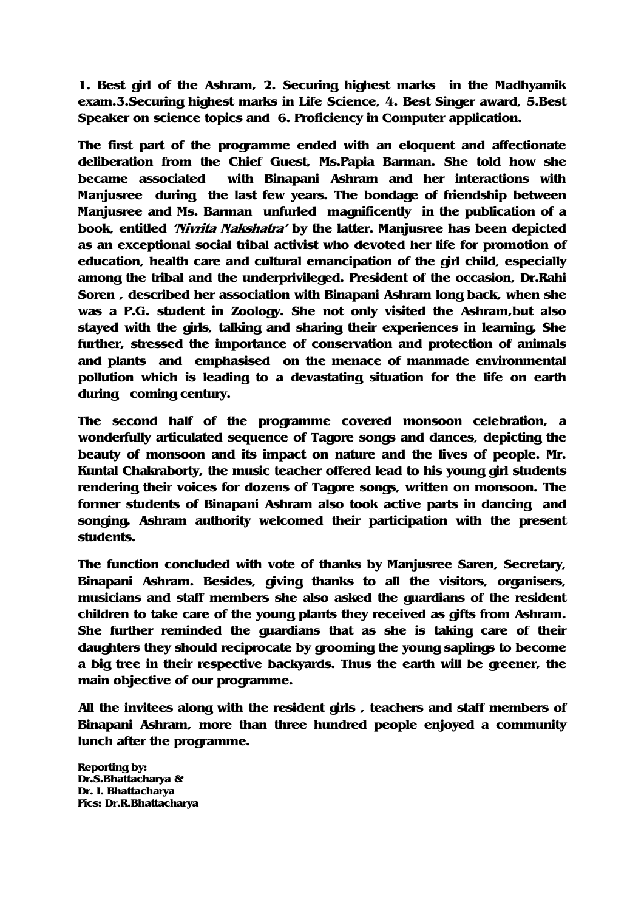**1. Best girl of the Ashram, 2. Securing highest marks in the Madhyamik exam.3.Securing highest marks in Life Science, 4. Best Singer award, 5.Best Speaker on science topics and 6. Proficiency in Computer application.**

**The first part of the programme ended with an eloquent and affectionate deliberation from the Chief Guest, Ms.Papia Barman. She told how she became associated with Binapani Ashram and her interactions with Manjusree during the last few years. The bondage of friendship between Manjusree and Ms. Barman unfurled magnificently in the publication of a book, entitled *'Nivrita Nakshatra'* by the latter. Manjusree has been depicted as an exceptional social tribal activist who devoted her life for promotion of education, health care and cultural emancipation of the girl child, especially among the tribal and the underprivileged. President of the occasion, Dr.Rahi Soren , described her association with Binapani Ashram long back, when she was a P.G. student in Zoology. She not only visited the Ashram,but also stayed with the girls, talking and sharing their experiences in learning. She further, stressed the importance of conservation and protection of animals and plants and emphasised on the menace of manmade environmental pollution which is leading to a devastating situation for the life on earth during coming century.**

**The second half of the programme covered monsoon celebration, a wonderfully articulated sequence of Tagore songs and dances, depicting the beauty of monsoon and its impact on nature and the lives of people. Mr. Kuntal Chakraborty, the music teacher offered lead to his young girl students rendering their voices for dozens of Tagore songs, written on monsoon. The former students of Binapani Ashram also took active parts in dancing and songing. Ashram authority welcomed their participation with the present students.**

**The function concluded with vote of thanks by Manjusree Saren, Secretary, Binapani Ashram. Besides, giving thanks to all the visitors, organisers, musicians and staff members she also asked the guardians of the resident children to take care of the young plants they received as gifts from Ashram. She further reminded the guardians that as she is taking care of their daughters they should reciprocate by grooming the young saplings to become a big tree in their respective backyards. Thus the earth will be greener, the main objective of our programme.**

**All the invitees along with the resident girls , teachers and staff members of Binapani Ashram, more than three hundred people enjoyed a community lunch after the programme.**

**Reporting by:**
**Dr.S.Bhattacharya &**
**Dr. I. Bhattacharya**
**Pics: Dr.R.Bhattacharya**